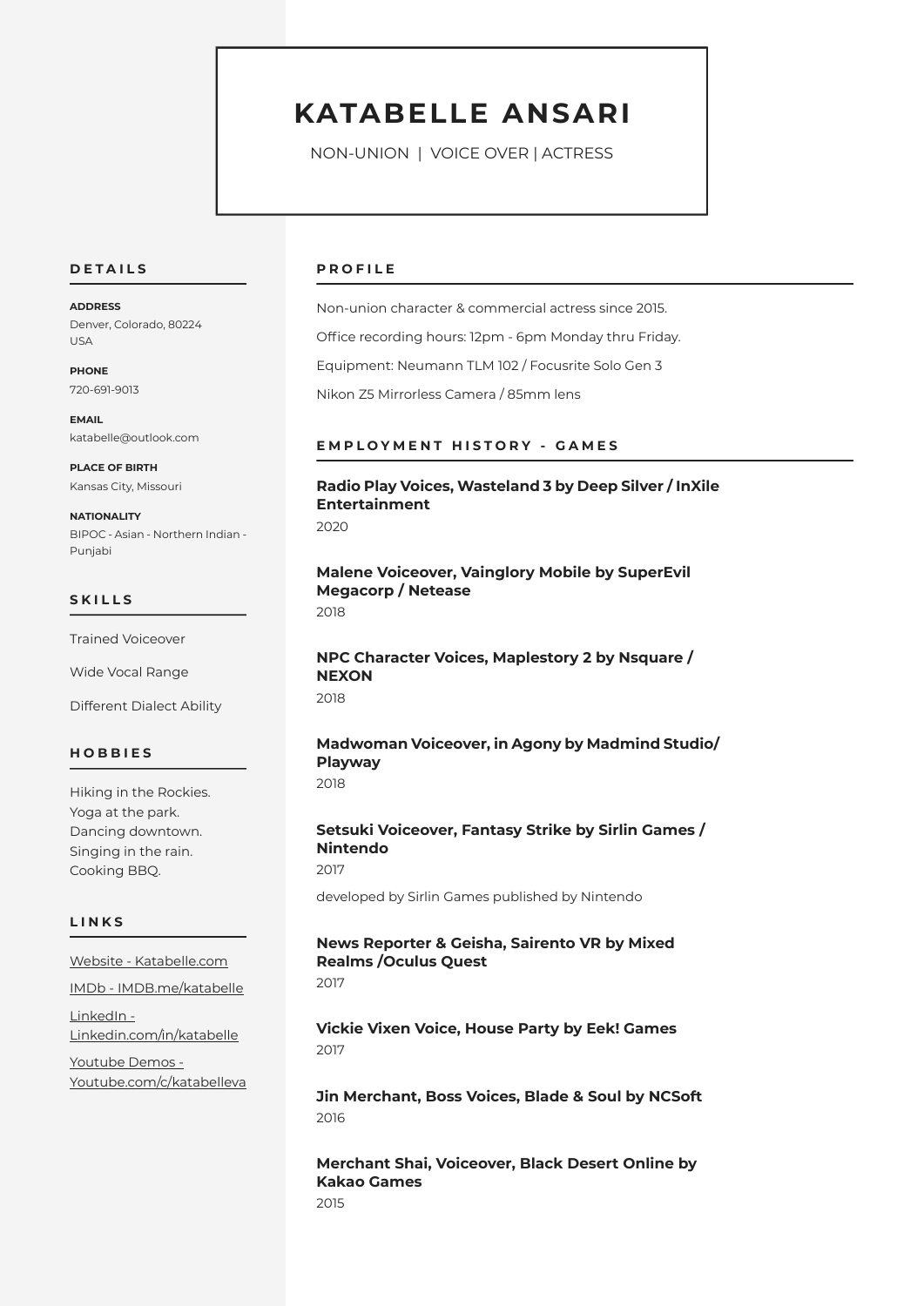# KATABELLE ANSARI

NON-UNION | VOICE OVER | ACTRESS

## DETAILS

**ADDRESS**
Denver, Colorado, 80224
USA

**PHONE**
720-691-9013

**EMAIL**
katabelle@outlook.com

**PLACE OF BIRTH**
Kansas City, Missouri

**NATIONALITY**
BIPOC - Asian - Northern Indian - Punjabi

## SKILLS

Trained Voiceover

Wide Vocal Range

Different Dialect Ability

## HOBBIES

Hiking in the Rockies.
Yoga at the park.
Dancing downtown.
Singing in the rain.
Cooking BBQ.

## LINKS

Website - Katabelle.com

IMDb - IMDB.me/katabelle

LinkedIn - Linkedin.com/in/katabelle

Youtube Demos - Youtube.com/c/katabelleva

## PROFILE

Non-union character & commercial actress since 2015.

Office recording hours: 12pm - 6pm Monday thru Friday.

Equipment: Neumann TLM 102 / Focusrite Solo Gen 3

Nikon Z5 Mirrorless Camera / 85mm lens

## EMPLOYMENT HISTORY - GAMES

**Radio Play Voices, Wasteland 3 by Deep Silver / InXile Entertainment**
2020

**Malene Voiceover, Vainglory Mobile by SuperEvil Megacorp / Netease**
2018

**NPC Character Voices, Maplestory 2 by Nsquare / NEXON**
2018

**Madwoman Voiceover, in Agony by Madmind Studio/ Playway**
2018

**Setsuki Voiceover, Fantasy Strike by Sirlin Games / Nintendo**
2017

developed by Sirlin Games published by Nintendo

**News Reporter & Geisha, Sairento VR by Mixed Realms /Oculus Quest**
2017

**Vickie Vixen Voice, House Party by Eek! Games**
2017

**Jin Merchant, Boss Voices, Blade & Soul by NCSoft**
2016

**Merchant Shai, Voiceover, Black Desert Online by Kakao Games**
2015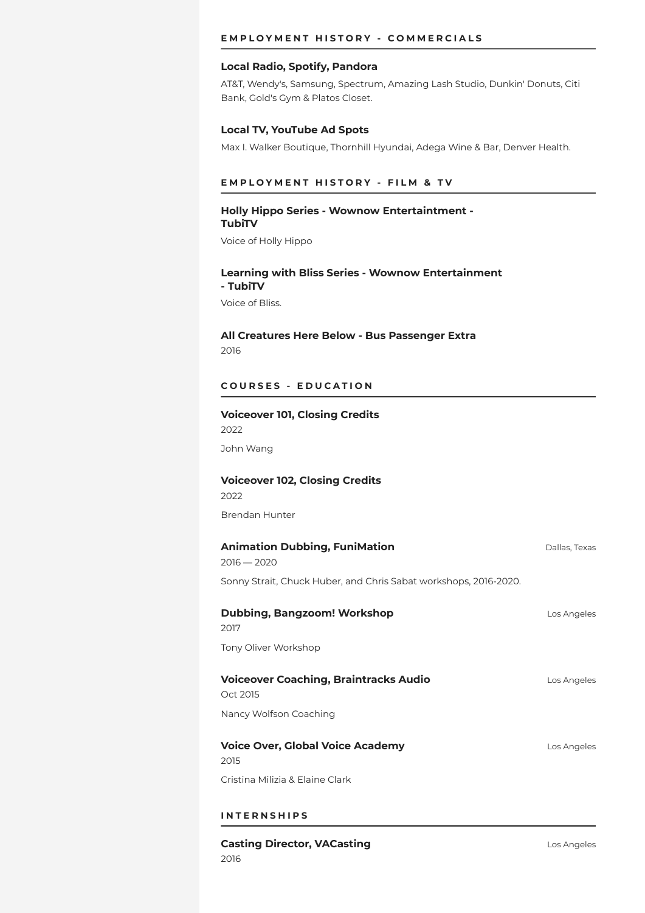## EMPLOYMENT HISTORY - COMMERCIALS

**Local Radio, Spotify, Pandora**

AT&T, Wendy's, Samsung, Spectrum, Amazing Lash Studio, Dunkin' Donuts, Citi Bank, Gold's Gym & Platos Closet.

**Local TV, YouTube Ad Spots**

Max I. Walker Boutique, Thornhill Hyundai, Adega Wine & Bar, Denver Health.

## EMPLOYMENT HISTORY - FILM & TV

**Holly Hippo Series - Wownow Entertaintment - TubiTV**

Voice of Holly Hippo

**Learning with Bliss Series - Wownow Entertainment - TubiTV**

Voice of Bliss.

**All Creatures Here Below - Bus Passenger Extra**

2016

## COURSES - EDUCATION

**Voiceover 101, Closing Credits**

2022

John Wang

**Voiceover 102, Closing Credits**

2022

Brendan Hunter

**Animation Dubbing, FuniMation** — Dallas, Texas

2016 — 2020

Sonny Strait, Chuck Huber, and Chris Sabat workshops, 2016-2020.

**Dubbing, Bangzoom! Workshop** — Los Angeles

2017

Tony Oliver Workshop

**Voiceover Coaching, Braintracks Audio** — Los Angeles

Oct 2015

Nancy Wolfson Coaching

**Voice Over, Global Voice Academy** — Los Angeles

2015

Cristina Milizia & Elaine Clark

## INTERNSHIPS

**Casting Director, VACasting** — Los Angeles

2016